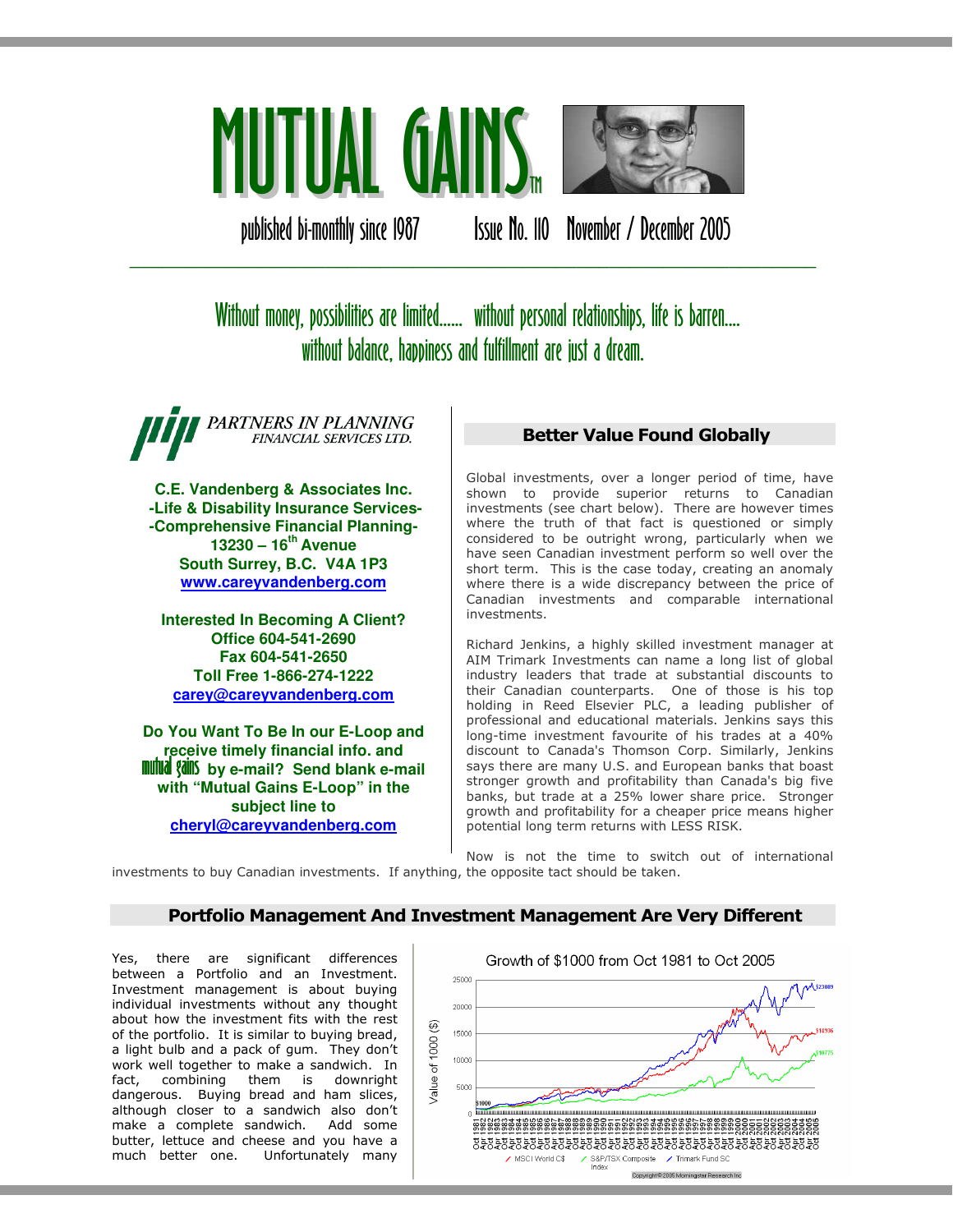# MUTUAL GAINS™

published bi-monthly since 1987 Issue No. 110 November / December 2005

---

Without money, possibilities are limited...... without personal relationships, life is barren.... without balance, happiness and fulfillment are just a dream.

*PARTNERS IN PLANNING FINANCIAL SERVICES LTD.*

**C.E. Vandenberg & Associates Inc.**
**-Life & Disability Insurance Services-**
**-Comprehensive Financial Planning-**
**13230 – 16th Avenue**
**South Surrey, B.C. V4A 1P3**
**www.careyvandenberg.com**

**Interested In Becoming A Client?**
**Office 604-541-2690**
**Fax 604-541-2650**
**Toll Free 1-866-274-1222**
**carey@careyvandenberg.com**

**Do You Want To Be In our E-Loop and receive timely financial info. and mutual gains by e-mail? Send blank e-mail with "Mutual Gains E-Loop" in the subject line to cheryl@careyvandenberg.com**

## Better Value Found Globally

Global investments, over a longer period of time, have shown to provide superior returns to Canadian investments (see chart below). There are however times where the truth of that fact is questioned or simply considered to be outright wrong, particularly when we have seen Canadian investment perform so well over the short term. This is the case today, creating an anomaly where there is a wide discrepancy between the price of Canadian investments and comparable international investments.

Richard Jenkins, a highly skilled investment manager at AIM Trimark Investments can name a long list of global industry leaders that trade at substantial discounts to their Canadian counterparts. One of those is his top holding in Reed Elsevier PLC, a leading publisher of professional and educational materials. Jenkins says this long-time investment favourite of his trades at a 40% discount to Canada's Thomson Corp. Similarly, Jenkins says there are many U.S. and European banks that boast stronger growth and profitability than Canada's big five banks, but trade at a 25% lower share price. Stronger growth and profitability for a cheaper price means higher potential long term returns with LESS RISK.

Now is not the time to switch out of international investments to buy Canadian investments. If anything, the opposite tact should be taken.

## Portfolio Management And Investment Management Are Very Different

Yes, there are significant differences between a Portfolio and an Investment. Investment management is about buying individual investments without any thought about how the investment fits with the rest of the portfolio. It is similar to buying bread, a light bulb and a pack of gum. They don't work well together to make a sandwich. In fact, combining them is downright dangerous. Buying bread and ham slices, although closer to a sandwich also don't make a complete sandwich. Add some butter, lettuce and cheese and you have a much better one. Unfortunately many

**Growth of $1000 from Oct 1981 to Oct 2005**

(Chart: Value of 1000 ($), Oct 1981 – Oct 2005; start $1000; MSCI World C$ $14936; S&P/TSX Composite Index $10775; Trimark Fund SC $23089)

Copyright © 2005 Morningstar Research Inc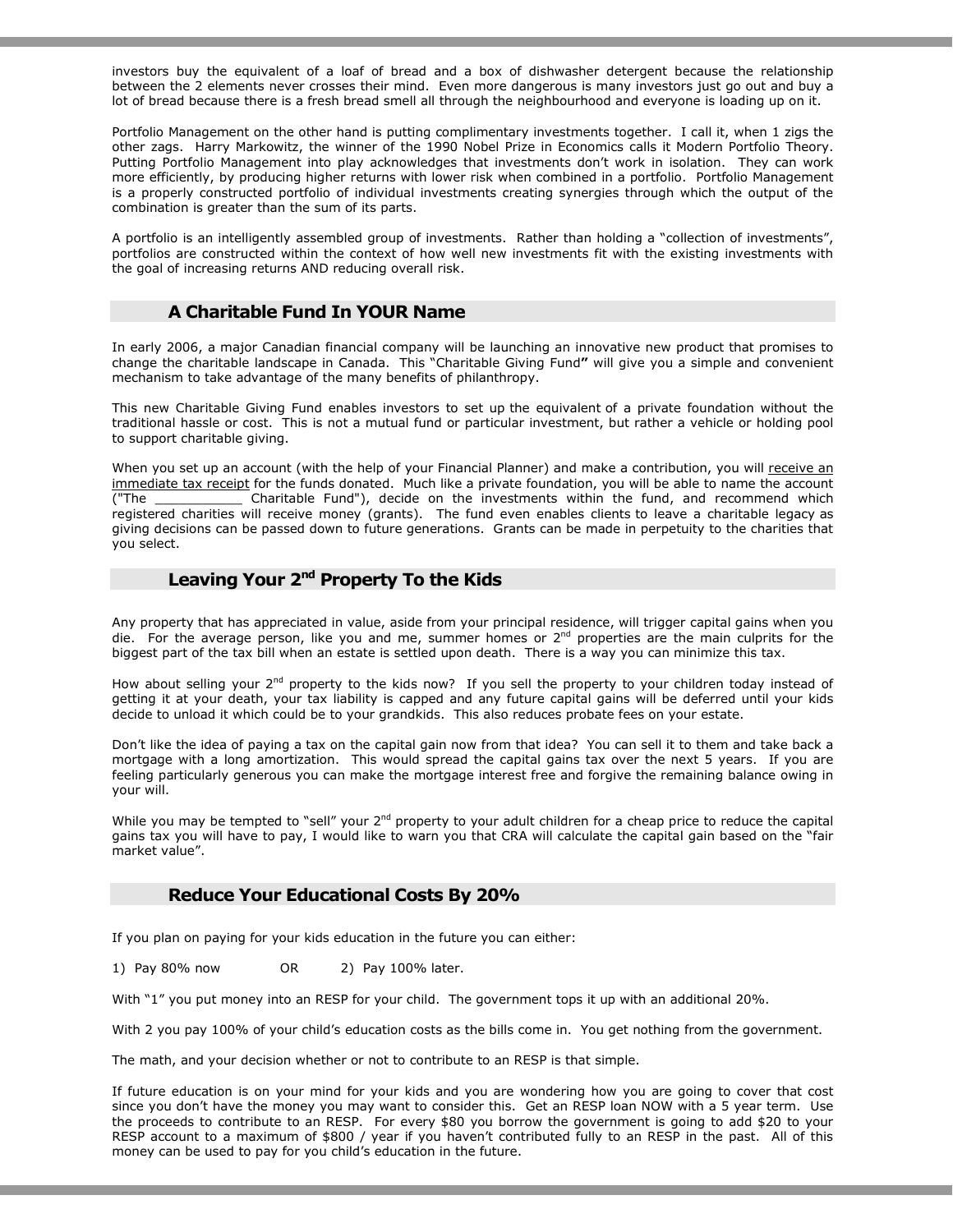investors buy the equivalent of a loaf of bread and a box of dishwasher detergent because the relationship between the 2 elements never crosses their mind. Even more dangerous is many investors just go out and buy a lot of bread because there is a fresh bread smell all through the neighbourhood and everyone is loading up on it.

Portfolio Management on the other hand is putting complimentary investments together. I call it, when 1 zigs the other zags. Harry Markowitz, the winner of the 1990 Nobel Prize in Economics calls it Modern Portfolio Theory. Putting Portfolio Management into play acknowledges that investments don't work in isolation. They can work more efficiently, by producing higher returns with lower risk when combined in a portfolio. Portfolio Management is a properly constructed portfolio of individual investments creating synergies through which the output of the combination is greater than the sum of its parts.

A portfolio is an intelligently assembled group of investments. Rather than holding a "collection of investments", portfolios are constructed within the context of how well new investments fit with the existing investments with the goal of increasing returns AND reducing overall risk.

## A Charitable Fund In YOUR Name

In early 2006, a major Canadian financial company will be launching an innovative new product that promises to change the charitable landscape in Canada. This "Charitable Giving Fund**"** will give you a simple and convenient mechanism to take advantage of the many benefits of philanthropy.

This new Charitable Giving Fund enables investors to set up the equivalent of a private foundation without the traditional hassle or cost. This is not a mutual fund or particular investment, but rather a vehicle or holding pool to support charitable giving.

When you set up an account (with the help of your Financial Planner) and make a contribution, you will receive an immediate tax receipt for the funds donated. Much like a private foundation, you will be able to name the account ("The ___________ Charitable Fund"), decide on the investments within the fund, and recommend which registered charities will receive money (grants). The fund even enables clients to leave a charitable legacy as giving decisions can be passed down to future generations. Grants can be made in perpetuity to the charities that you select.

## Leaving Your 2nd Property To the Kids

Any property that has appreciated in value, aside from your principal residence, will trigger capital gains when you die. For the average person, like you and me, summer homes or 2nd properties are the main culprits for the biggest part of the tax bill when an estate is settled upon death. There is a way you can minimize this tax.

How about selling your 2nd property to the kids now? If you sell the property to your children today instead of getting it at your death, your tax liability is capped and any future capital gains will be deferred until your kids decide to unload it which could be to your grandkids. This also reduces probate fees on your estate.

Don't like the idea of paying a tax on the capital gain now from that idea? You can sell it to them and take back a mortgage with a long amortization. This would spread the capital gains tax over the next 5 years. If you are feeling particularly generous you can make the mortgage interest free and forgive the remaining balance owing in your will.

While you may be tempted to "sell" your 2nd property to your adult children for a cheap price to reduce the capital gains tax you will have to pay, I would like to warn you that CRA will calculate the capital gain based on the "fair market value".

## Reduce Your Educational Costs By 20%

If you plan on paying for your kids education in the future you can either:

1) Pay 80% now OR 2) Pay 100% later.

With "1" you put money into an RESP for your child. The government tops it up with an additional 20%.

With 2 you pay 100% of your child's education costs as the bills come in. You get nothing from the government.

The math, and your decision whether or not to contribute to an RESP is that simple.

If future education is on your mind for your kids and you are wondering how you are going to cover that cost since you don't have the money you may want to consider this. Get an RESP loan NOW with a 5 year term. Use the proceeds to contribute to an RESP. For every $80 you borrow the government is going to add $20 to your RESP account to a maximum of $800 / year if you haven't contributed fully to an RESP in the past. All of this money can be used to pay for you child's education in the future.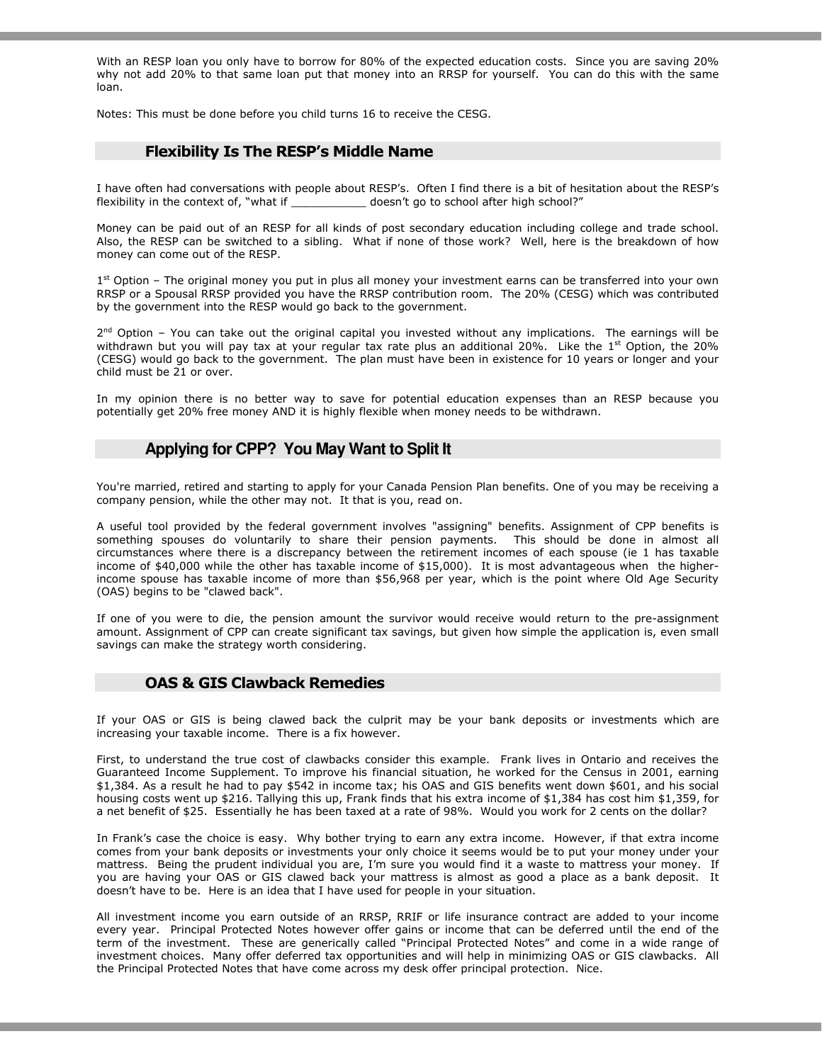With an RESP loan you only have to borrow for 80% of the expected education costs. Since you are saving 20% why not add 20% to that same loan put that money into an RRSP for yourself. You can do this with the same loan.

Notes: This must be done before you child turns 16 to receive the CESG.

## Flexibility Is The RESP's Middle Name

I have often had conversations with people about RESP's. Often I find there is a bit of hesitation about the RESP's flexibility in the context of, "what if ___________ doesn't go to school after high school?"

Money can be paid out of an RESP for all kinds of post secondary education including college and trade school. Also, the RESP can be switched to a sibling. What if none of those work? Well, here is the breakdown of how money can come out of the RESP.

1st Option – The original money you put in plus all money your investment earns can be transferred into your own RRSP or a Spousal RRSP provided you have the RRSP contribution room. The 20% (CESG) which was contributed by the government into the RESP would go back to the government.

2nd Option – You can take out the original capital you invested without any implications. The earnings will be withdrawn but you will pay tax at your regular tax rate plus an additional 20%. Like the 1st Option, the 20% (CESG) would go back to the government. The plan must have been in existence for 10 years or longer and your child must be 21 or over.

In my opinion there is no better way to save for potential education expenses than an RESP because you potentially get 20% free money AND it is highly flexible when money needs to be withdrawn.

## Applying for CPP? You May Want to Split It

You're married, retired and starting to apply for your Canada Pension Plan benefits. One of you may be receiving a company pension, while the other may not. It that is you, read on.

A useful tool provided by the federal government involves "assigning" benefits. Assignment of CPP benefits is something spouses do voluntarily to share their pension payments. This should be done in almost all circumstances where there is a discrepancy between the retirement incomes of each spouse (ie 1 has taxable income of $40,000 while the other has taxable income of $15,000). It is most advantageous when the higher-income spouse has taxable income of more than $56,968 per year, which is the point where Old Age Security (OAS) begins to be "clawed back".

If one of you were to die, the pension amount the survivor would receive would return to the pre-assignment amount. Assignment of CPP can create significant tax savings, but given how simple the application is, even small savings can make the strategy worth considering.

## OAS & GIS Clawback Remedies

If your OAS or GIS is being clawed back the culprit may be your bank deposits or investments which are increasing your taxable income. There is a fix however.

First, to understand the true cost of clawbacks consider this example. Frank lives in Ontario and receives the Guaranteed Income Supplement. To improve his financial situation, he worked for the Census in 2001, earning $1,384. As a result he had to pay $542 in income tax; his OAS and GIS benefits went down $601, and his social housing costs went up $216. Tallying this up, Frank finds that his extra income of $1,384 has cost him $1,359, for a net benefit of $25. Essentially he has been taxed at a rate of 98%. Would you work for 2 cents on the dollar?

In Frank's case the choice is easy. Why bother trying to earn any extra income. However, if that extra income comes from your bank deposits or investments your only choice it seems would be to put your money under your mattress. Being the prudent individual you are, I'm sure you would find it a waste to mattress your money. If you are having your OAS or GIS clawed back your mattress is almost as good a place as a bank deposit. It doesn't have to be. Here is an idea that I have used for people in your situation.

All investment income you earn outside of an RRSP, RRIF or life insurance contract are added to your income every year. Principal Protected Notes however offer gains or income that can be deferred until the end of the term of the investment. These are generically called "Principal Protected Notes" and come in a wide range of investment choices. Many offer deferred tax opportunities and will help in minimizing OAS or GIS clawbacks. All the Principal Protected Notes that have come across my desk offer principal protection. Nice.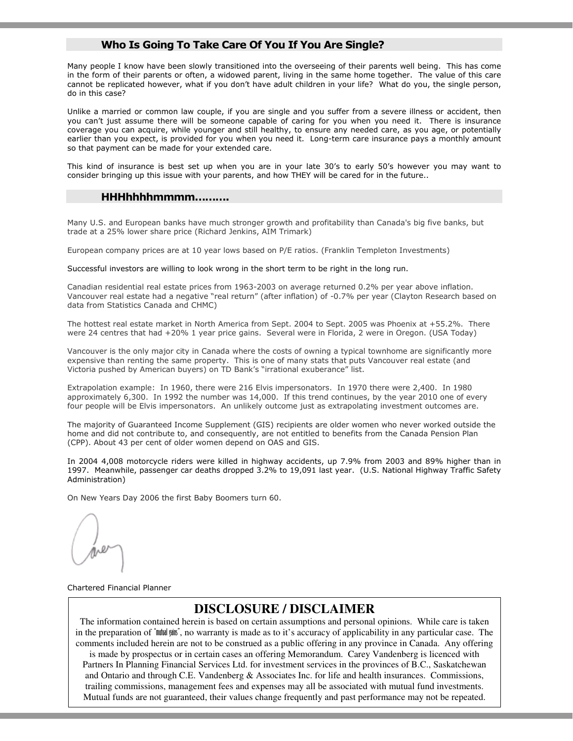## Who Is Going To Take Care Of You If You Are Single?

Many people I know have been slowly transitioned into the overseeing of their parents well being. This has come in the form of their parents or often, a widowed parent, living in the same home together. The value of this care cannot be replicated however, what if you don't have adult children in your life? What do you, the single person, do in this case?

Unlike a married or common law couple, if you are single and you suffer from a severe illness or accident, then you can't just assume there will be someone capable of caring for you when you need it. There is insurance coverage you can acquire, while younger and still healthy, to ensure any needed care, as you age, or potentially earlier than you expect, is provided for you when you need it. Long-term care insurance pays a monthly amount so that payment can be made for your extended care.

This kind of insurance is best set up when you are in your late 30's to early 50's however you may want to consider bringing up this issue with your parents, and how THEY will be cared for in the future..

## HHHhhhhmmmm……….

Many U.S. and European banks have much stronger growth and profitability than Canada's big five banks, but trade at a 25% lower share price (Richard Jenkins, AIM Trimark)

European company prices are at 10 year lows based on P/E ratios. (Franklin Templeton Investments)

Successful investors are willing to look wrong in the short term to be right in the long run.

Canadian residential real estate prices from 1963-2003 on average returned 0.2% per year above inflation. Vancouver real estate had a negative "real return" (after inflation) of -0.7% per year (Clayton Research based on data from Statistics Canada and CHMC)

The hottest real estate market in North America from Sept. 2004 to Sept. 2005 was Phoenix at +55.2%. There were 24 centres that had +20% 1 year price gains. Several were in Florida, 2 were in Oregon. (USA Today)

Vancouver is the only major city in Canada where the costs of owning a typical townhome are significantly more expensive than renting the same property. This is one of many stats that puts Vancouver real estate (and Victoria pushed by American buyers) on TD Bank's "irrational exuberance" list.

Extrapolation example: In 1960, there were 216 Elvis impersonators. In 1970 there were 2,400. In 1980 approximately 6,300. In 1992 the number was 14,000. If this trend continues, by the year 2010 one of every four people will be Elvis impersonators. An unlikely outcome just as extrapolating investment outcomes are.

The majority of Guaranteed Income Supplement (GIS) recipients are older women who never worked outside the home and did not contribute to, and consequently, are not entitled to benefits from the Canada Pension Plan (CPP). About 43 per cent of older women depend on OAS and GIS.

In 2004 4,008 motorcycle riders were killed in highway accidents, up 7.9% from 2003 and 89% higher than in 1997. Meanwhile, passenger car deaths dropped 3.2% to 19,091 last year. (U.S. National Highway Traffic Safety Administration)

On New Years Day 2006 the first Baby Boomers turn 60.

Carey

Chartered Financial Planner

## DISCLOSURE / DISCLAIMER

The information contained herein is based on certain assumptions and personal opinions. While care is taken in the preparation of "mutual gains", no warranty is made as to it's accuracy of applicability in any particular case. The comments included herein are not to be construed as a public offering in any province in Canada. Any offering is made by prospectus or in certain cases an offering Memorandum. Carey Vandenberg is licenced with Partners In Planning Financial Services Ltd. for investment services in the provinces of B.C., Saskatchewan and Ontario and through C.E. Vandenberg & Associates Inc. for life and health insurances. Commissions, trailing commissions, management fees and expenses may all be associated with mutual fund investments. Mutual funds are not guaranteed, their values change frequently and past performance may not be repeated.